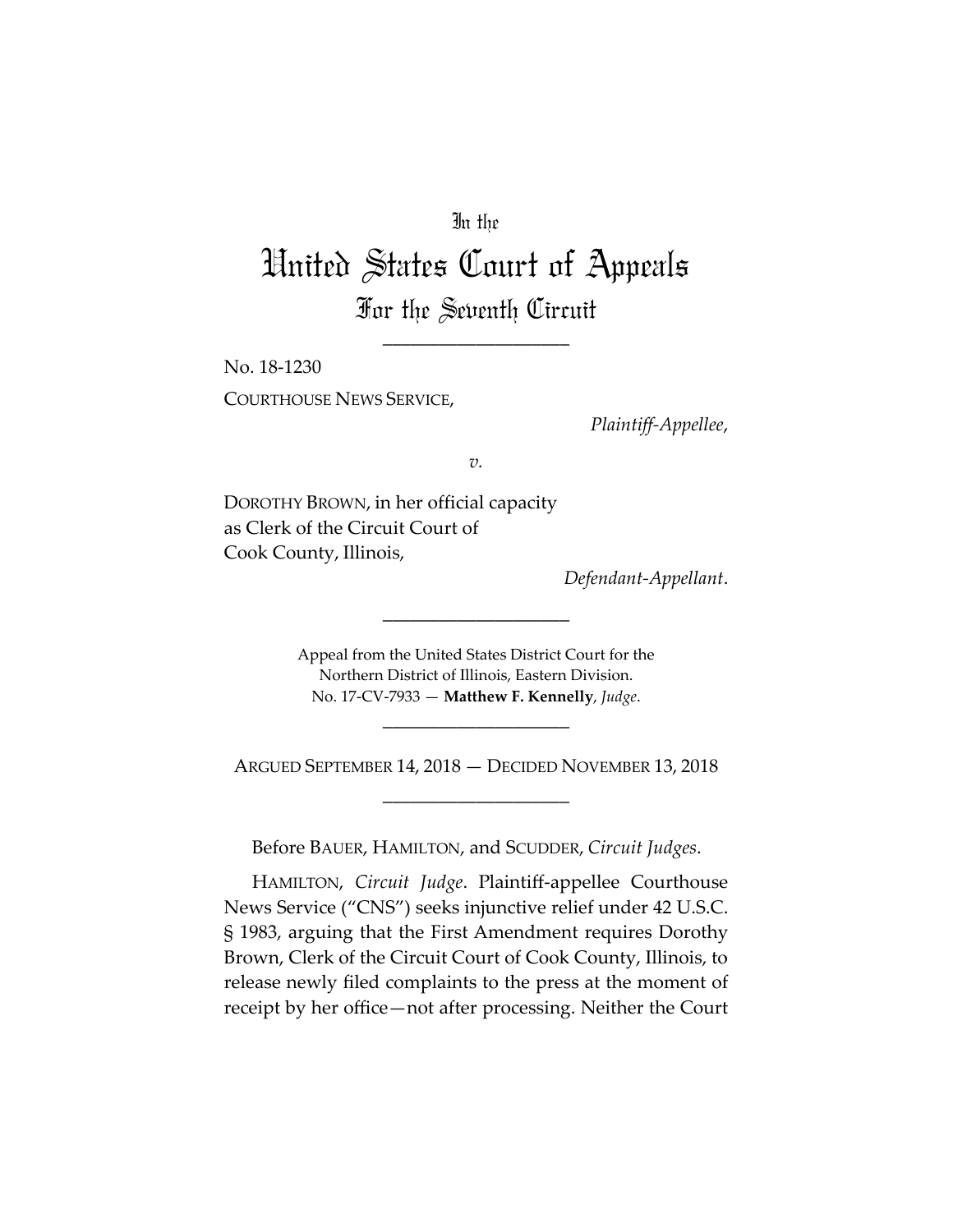In the

# United States Court of Appeals

## For the Seventh Circuit

____________________

No. 18-1230

COURTHOUSE NEWS SERVICE,

*Plaintiff-Appellee*,

*v.*

DOROTHY BROWN, in her official capacity as Clerk of the Circuit Court of Cook County, Illinois,

*Defendant-Appellant*.

____________________

Appeal from the United States District Court for the Northern District of Illinois, Eastern Division.
No. 17-CV-7933 — **Matthew F. Kennelly**, *Judge*.

____________________

ARGUED SEPTEMBER 14, 2018 — DECIDED NOVEMBER 13, 2018

____________________

Before BAUER, HAMILTON, and SCUDDER, *Circuit Judges*.

HAMILTON, *Circuit Judge*. Plaintiff-appellee Courthouse News Service ("CNS") seeks injunctive relief under 42 U.S.C. § 1983, arguing that the First Amendment requires Dorothy Brown, Clerk of the Circuit Court of Cook County, Illinois, to release newly filed complaints to the press at the moment of receipt by her office—not after processing. Neither the Court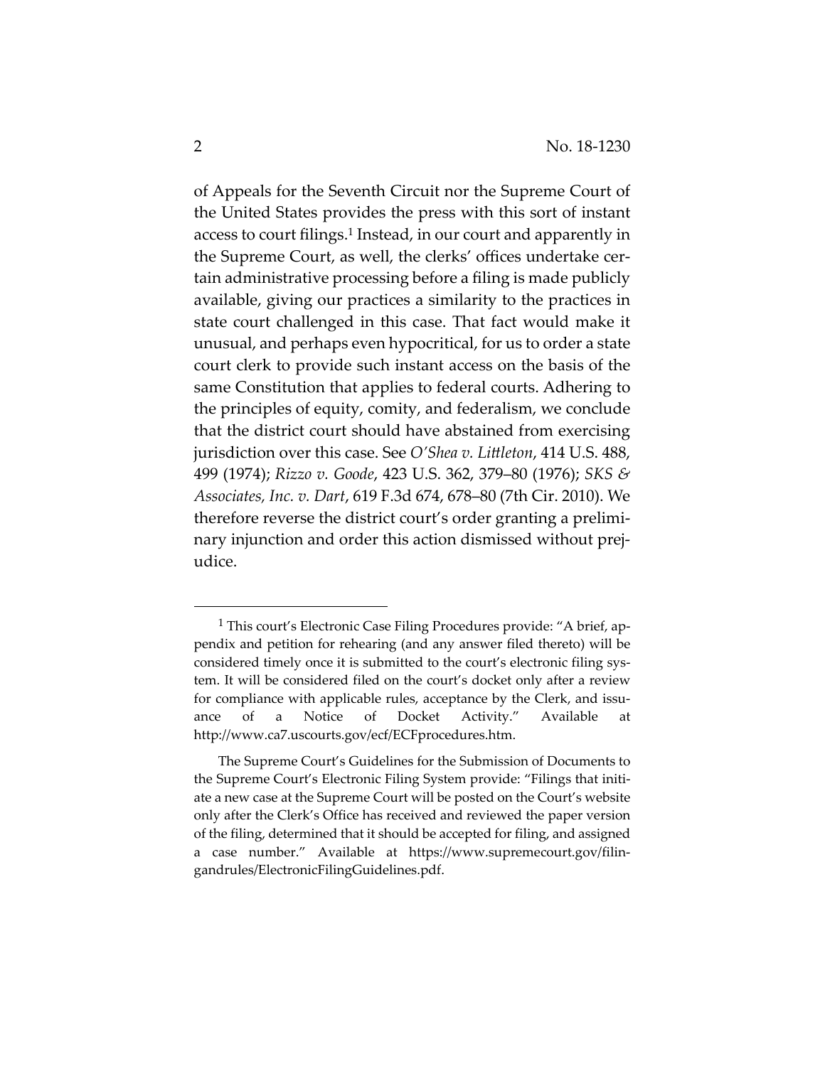of Appeals for the Seventh Circuit nor the Supreme Court of the United States provides the press with this sort of instant access to court filings.[1] Instead, in our court and apparently in the Supreme Court, as well, the clerks' offices undertake certain administrative processing before a filing is made publicly available, giving our practices a similarity to the practices in state court challenged in this case. That fact would make it unusual, and perhaps even hypocritical, for us to order a state court clerk to provide such instant access on the basis of the same Constitution that applies to federal courts. Adhering to the principles of equity, comity, and federalism, we conclude that the district court should have abstained from exercising jurisdiction over this case. See *O'Shea v. Littleton*, 414 U.S. 488, 499 (1974); *Rizzo v. Goode*, 423 U.S. 362, 379–80 (1976); *SKS & Associates, Inc. v. Dart*, 619 F.3d 674, 678–80 (7th Cir. 2010). We therefore reverse the district court's order granting a preliminary injunction and order this action dismissed without prejudice.

---

[1] This court's Electronic Case Filing Procedures provide: "A brief, appendix and petition for rehearing (and any answer filed thereto) will be considered timely once it is submitted to the court's electronic filing system. It will be considered filed on the court's docket only after a review for compliance with applicable rules, acceptance by the Clerk, and issuance of a Notice of Docket Activity." Available at http://www.ca7.uscourts.gov/ecf/ECFprocedures.htm.

The Supreme Court's Guidelines for the Submission of Documents to the Supreme Court's Electronic Filing System provide: "Filings that initiate a new case at the Supreme Court will be posted on the Court's website only after the Clerk's Office has received and reviewed the paper version of the filing, determined that it should be accepted for filing, and assigned a case number." Available at https://www.supremecourt.gov/filingandrules/ElectronicFilingGuidelines.pdf.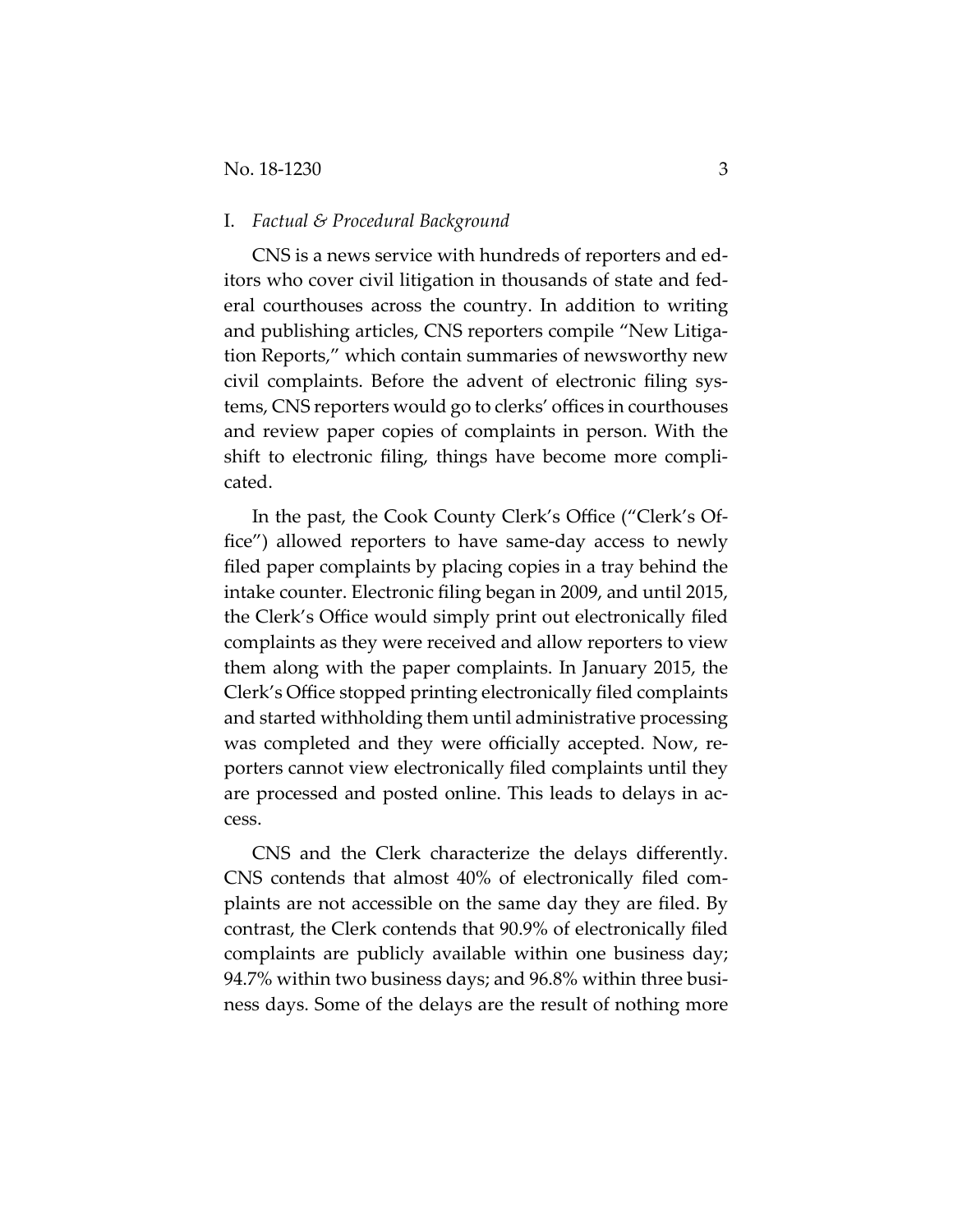## I. *Factual & Procedural Background*

CNS is a news service with hundreds of reporters and editors who cover civil litigation in thousands of state and federal courthouses across the country. In addition to writing and publishing articles, CNS reporters compile "New Litigation Reports," which contain summaries of newsworthy new civil complaints. Before the advent of electronic filing systems, CNS reporters would go to clerks' offices in courthouses and review paper copies of complaints in person. With the shift to electronic filing, things have become more complicated.

In the past, the Cook County Clerk's Office ("Clerk's Office") allowed reporters to have same-day access to newly filed paper complaints by placing copies in a tray behind the intake counter. Electronic filing began in 2009, and until 2015, the Clerk's Office would simply print out electronically filed complaints as they were received and allow reporters to view them along with the paper complaints. In January 2015, the Clerk's Office stopped printing electronically filed complaints and started withholding them until administrative processing was completed and they were officially accepted. Now, reporters cannot view electronically filed complaints until they are processed and posted online. This leads to delays in access.

CNS and the Clerk characterize the delays differently. CNS contends that almost 40% of electronically filed complaints are not accessible on the same day they are filed. By contrast, the Clerk contends that 90.9% of electronically filed complaints are publicly available within one business day; 94.7% within two business days; and 96.8% within three business days. Some of the delays are the result of nothing more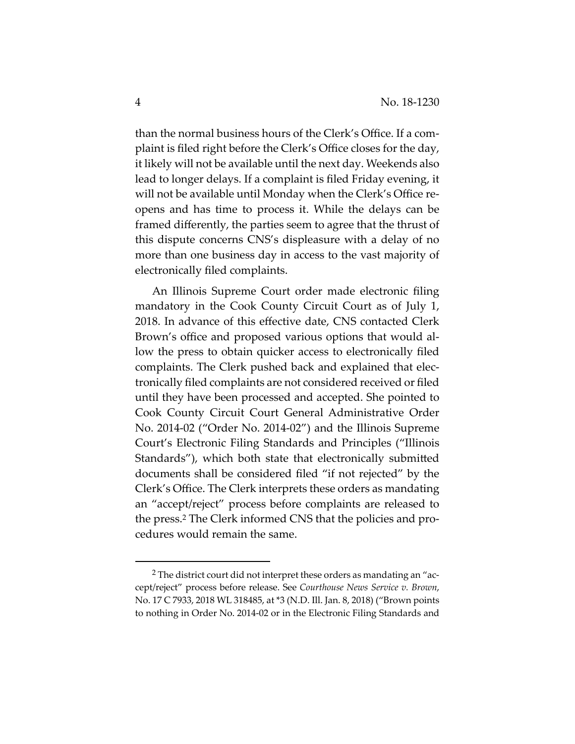than the normal business hours of the Clerk's Office. If a complaint is filed right before the Clerk's Office closes for the day, it likely will not be available until the next day. Weekends also lead to longer delays. If a complaint is filed Friday evening, it will not be available until Monday when the Clerk's Office reopens and has time to process it. While the delays can be framed differently, the parties seem to agree that the thrust of this dispute concerns CNS's displeasure with a delay of no more than one business day in access to the vast majority of electronically filed complaints.

An Illinois Supreme Court order made electronic filing mandatory in the Cook County Circuit Court as of July 1, 2018. In advance of this effective date, CNS contacted Clerk Brown's office and proposed various options that would allow the press to obtain quicker access to electronically filed complaints. The Clerk pushed back and explained that electronically filed complaints are not considered received or filed until they have been processed and accepted. She pointed to Cook County Circuit Court General Administrative Order No. 2014-02 ("Order No. 2014-02") and the Illinois Supreme Court's Electronic Filing Standards and Principles ("Illinois Standards"), which both state that electronically submitted documents shall be considered filed "if not rejected" by the Clerk's Office. The Clerk interprets these orders as mandating an "accept/reject" process before complaints are released to the press.[2] The Clerk informed CNS that the policies and procedures would remain the same.

---

[2] The district court did not interpret these orders as mandating an "accept/reject" process before release. See *Courthouse News Service v. Brown*, No. 17 C 7933, 2018 WL 318485, at *3 (N.D. Ill. Jan. 8, 2018) ("Brown points to nothing in Order No. 2014-02 or in the Electronic Filing Standards and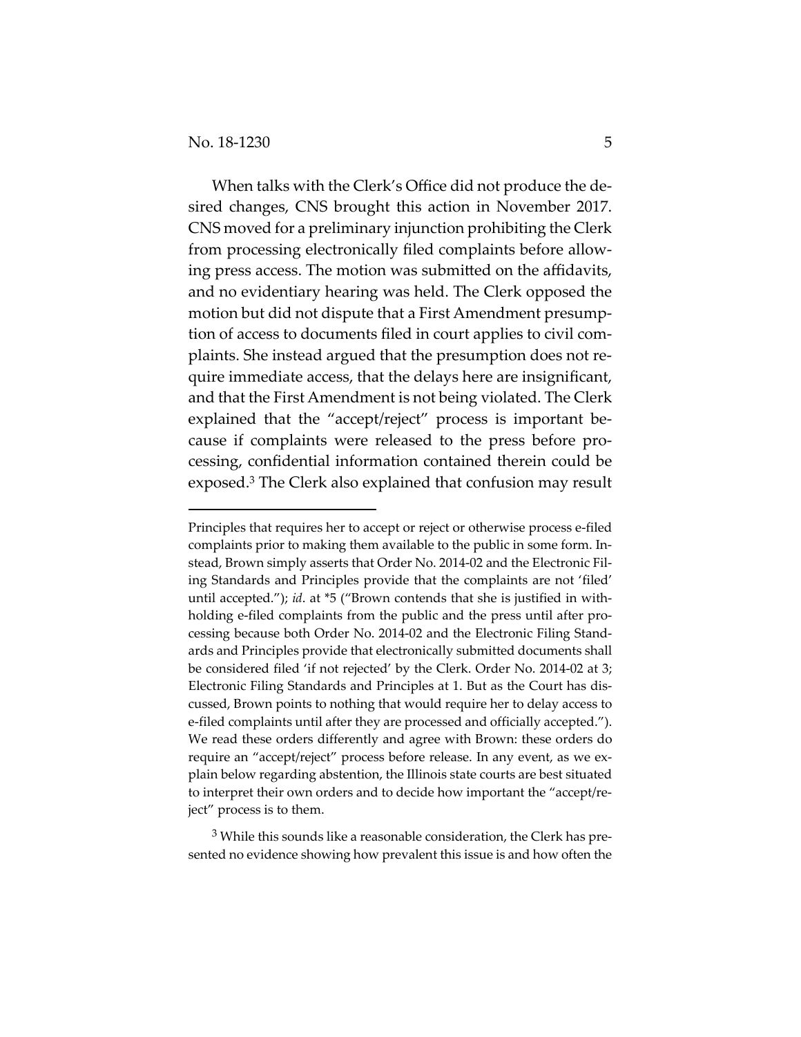When talks with the Clerk's Office did not produce the desired changes, CNS brought this action in November 2017. CNS moved for a preliminary injunction prohibiting the Clerk from processing electronically filed complaints before allowing press access. The motion was submitted on the affidavits, and no evidentiary hearing was held. The Clerk opposed the motion but did not dispute that a First Amendment presumption of access to documents filed in court applies to civil complaints. She instead argued that the presumption does not require immediate access, that the delays here are insignificant, and that the First Amendment is not being violated. The Clerk explained that the "accept/reject" process is important because if complaints were released to the press before processing, confidential information contained therein could be exposed.[3] The Clerk also explained that confusion may result

---

Principles that requires her to accept or reject or otherwise process e-filed complaints prior to making them available to the public in some form. Instead, Brown simply asserts that Order No. 2014-02 and the Electronic Filing Standards and Principles provide that the complaints are not 'filed' until accepted."); *id*. at *5 ("Brown contends that she is justified in withholding e-filed complaints from the public and the press until after processing because both Order No. 2014-02 and the Electronic Filing Standards and Principles provide that electronically submitted documents shall be considered filed 'if not rejected' by the Clerk. Order No. 2014-02 at 3; Electronic Filing Standards and Principles at 1. But as the Court has discussed, Brown points to nothing that would require her to delay access to e-filed complaints until after they are processed and officially accepted."). We read these orders differently and agree with Brown: these orders do require an "accept/reject" process before release. In any event, as we explain below regarding abstention, the Illinois state courts are best situated to interpret their own orders and to decide how important the "accept/reject" process is to them.

[3] While this sounds like a reasonable consideration, the Clerk has presented no evidence showing how prevalent this issue is and how often the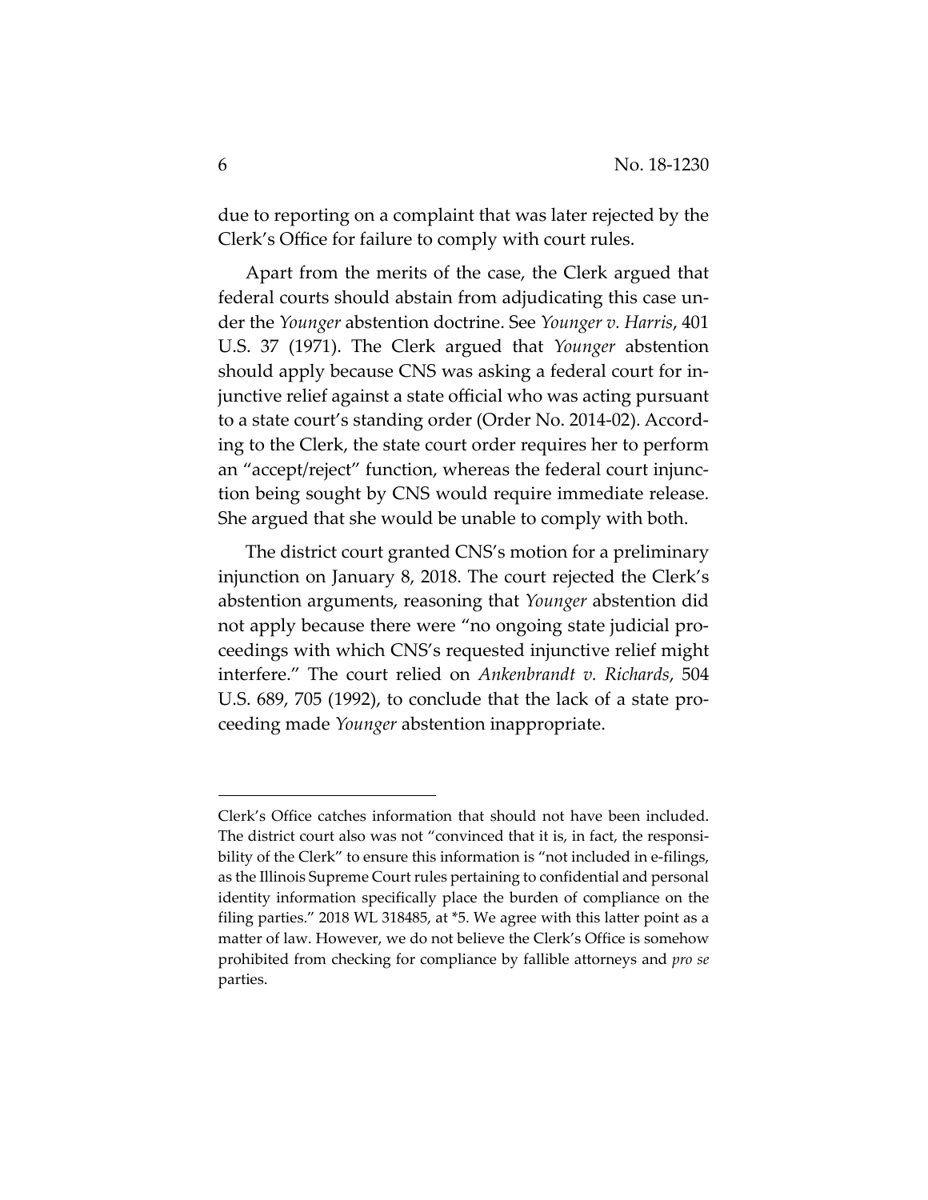due to reporting on a complaint that was later rejected by the Clerk's Office for failure to comply with court rules.

Apart from the merits of the case, the Clerk argued that federal courts should abstain from adjudicating this case under the *Younger* abstention doctrine. See *Younger v. Harris*, 401 U.S. 37 (1971). The Clerk argued that *Younger* abstention should apply because CNS was asking a federal court for injunctive relief against a state official who was acting pursuant to a state court's standing order (Order No. 2014-02). According to the Clerk, the state court order requires her to perform an "accept/reject" function, whereas the federal court injunction being sought by CNS would require immediate release. She argued that she would be unable to comply with both.

The district court granted CNS's motion for a preliminary injunction on January 8, 2018. The court rejected the Clerk's abstention arguments, reasoning that *Younger* abstention did not apply because there were "no ongoing state judicial proceedings with which CNS's requested injunctive relief might interfere." The court relied on *Ankenbrandt v. Richards*, 504 U.S. 689, 705 (1992), to conclude that the lack of a state proceeding made *Younger* abstention inappropriate.

---

Clerk's Office catches information that should not have been included. The district court also was not "convinced that it is, in fact, the responsibility of the Clerk" to ensure this information is "not included in e-filings, as the Illinois Supreme Court rules pertaining to confidential and personal identity information specifically place the burden of compliance on the filing parties." 2018 WL 318485, at *5. We agree with this latter point as a matter of law. However, we do not believe the Clerk's Office is somehow prohibited from checking for compliance by fallible attorneys and *pro se* parties.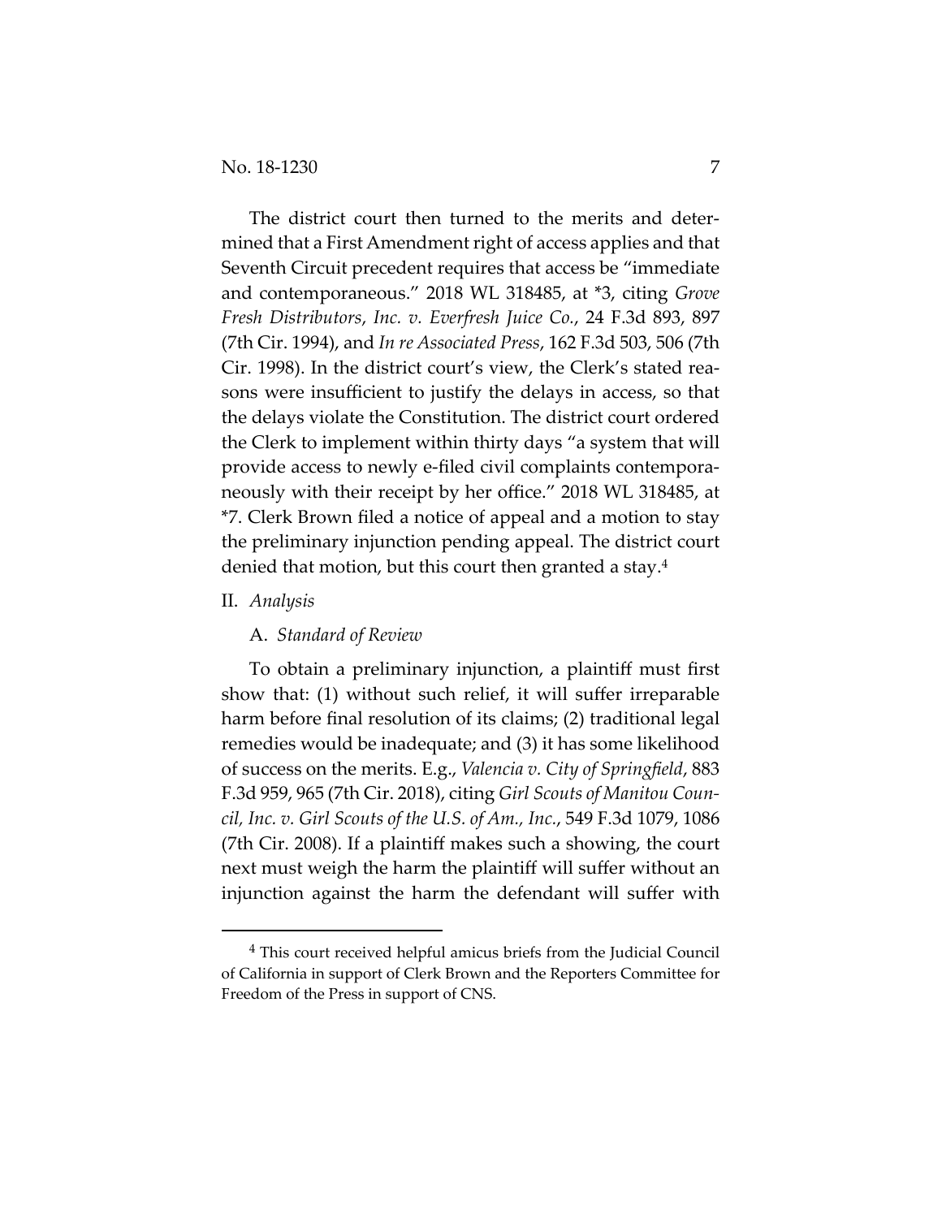The district court then turned to the merits and determined that a First Amendment right of access applies and that Seventh Circuit precedent requires that access be "immediate and contemporaneous." 2018 WL 318485, at *3, citing *Grove Fresh Distributors, Inc. v. Everfresh Juice Co.*, 24 F.3d 893, 897 (7th Cir. 1994), and *In re Associated Press*, 162 F.3d 503, 506 (7th Cir. 1998). In the district court's view, the Clerk's stated reasons were insufficient to justify the delays in access, so that the delays violate the Constitution. The district court ordered the Clerk to implement within thirty days "a system that will provide access to newly e-filed civil complaints contemporaneously with their receipt by her office." 2018 WL 318485, at *7. Clerk Brown filed a notice of appeal and a motion to stay the preliminary injunction pending appeal. The district court denied that motion, but this court then granted a stay.[4]

## II. *Analysis*

### A. *Standard of Review*

To obtain a preliminary injunction, a plaintiff must first show that: (1) without such relief, it will suffer irreparable harm before final resolution of its claims; (2) traditional legal remedies would be inadequate; and (3) it has some likelihood of success on the merits. E.g., *Valencia v. City of Springfield*, 883 F.3d 959, 965 (7th Cir. 2018), citing *Girl Scouts of Manitou Council, Inc. v. Girl Scouts of the U.S. of Am., Inc.*, 549 F.3d 1079, 1086 (7th Cir. 2008). If a plaintiff makes such a showing, the court next must weigh the harm the plaintiff will suffer without an injunction against the harm the defendant will suffer with

---

[4] This court received helpful amicus briefs from the Judicial Council of California in support of Clerk Brown and the Reporters Committee for Freedom of the Press in support of CNS.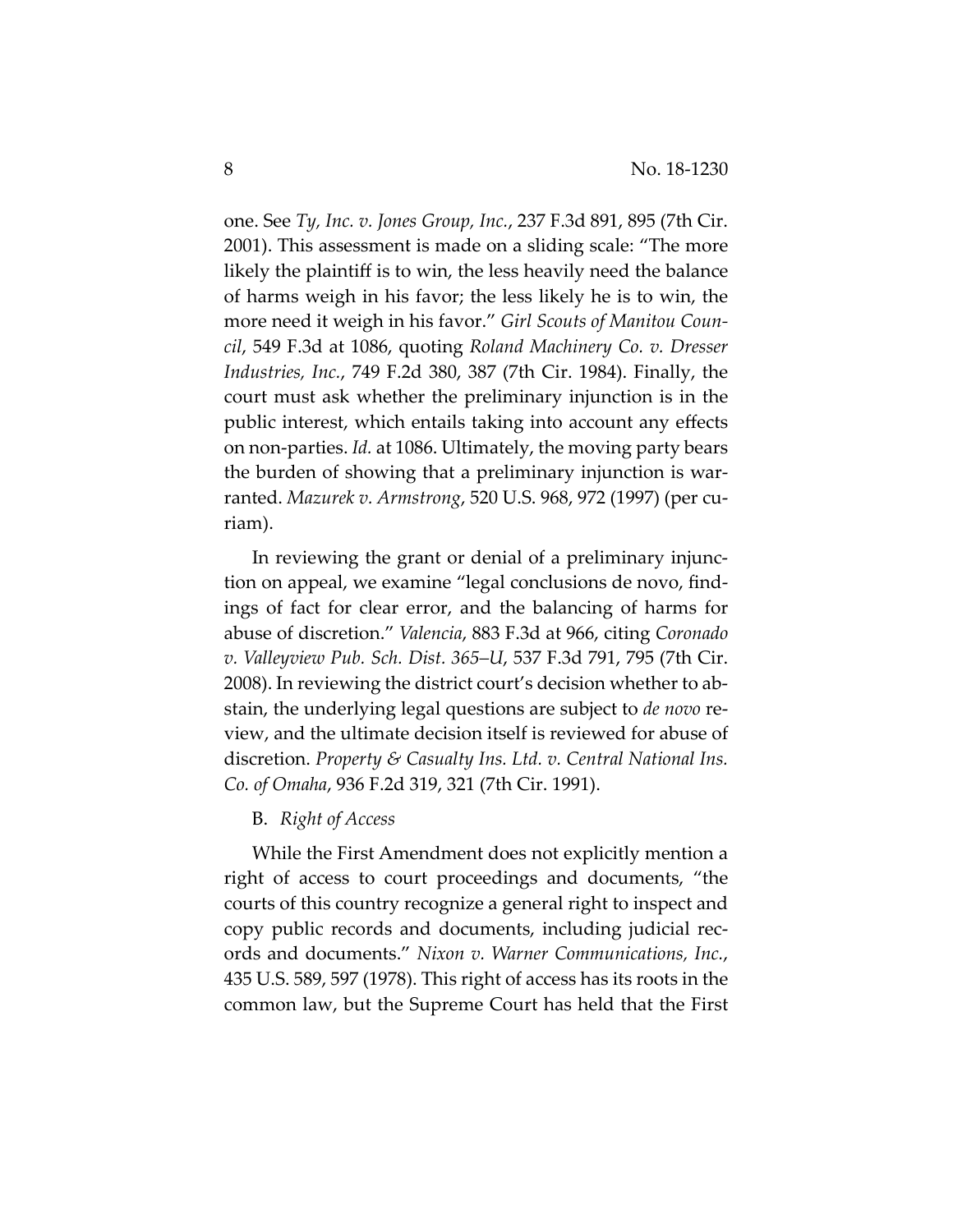one. See *Ty, Inc. v. Jones Group, Inc.*, 237 F.3d 891, 895 (7th Cir. 2001). This assessment is made on a sliding scale: "The more likely the plaintiff is to win, the less heavily need the balance of harms weigh in his favor; the less likely he is to win, the more need it weigh in his favor." *Girl Scouts of Manitou Council*, 549 F.3d at 1086, quoting *Roland Machinery Co. v. Dresser Industries, Inc.*, 749 F.2d 380, 387 (7th Cir. 1984). Finally, the court must ask whether the preliminary injunction is in the public interest, which entails taking into account any effects on non-parties. *Id.* at 1086. Ultimately, the moving party bears the burden of showing that a preliminary injunction is warranted. *Mazurek v. Armstrong*, 520 U.S. 968, 972 (1997) (per curiam).

In reviewing the grant or denial of a preliminary injunction on appeal, we examine "legal conclusions de novo, findings of fact for clear error, and the balancing of harms for abuse of discretion." *Valencia*, 883 F.3d at 966, citing *Coronado v. Valleyview Pub. Sch. Dist. 365–U*, 537 F.3d 791, 795 (7th Cir. 2008). In reviewing the district court's decision whether to abstain, the underlying legal questions are subject to *de novo* review, and the ultimate decision itself is reviewed for abuse of discretion. *Property & Casualty Ins. Ltd. v. Central National Ins. Co. of Omaha*, 936 F.2d 319, 321 (7th Cir. 1991).

### B. *Right of Access*

While the First Amendment does not explicitly mention a right of access to court proceedings and documents, "the courts of this country recognize a general right to inspect and copy public records and documents, including judicial records and documents." *Nixon v. Warner Communications, Inc.*, 435 U.S. 589, 597 (1978). This right of access has its roots in the common law, but the Supreme Court has held that the First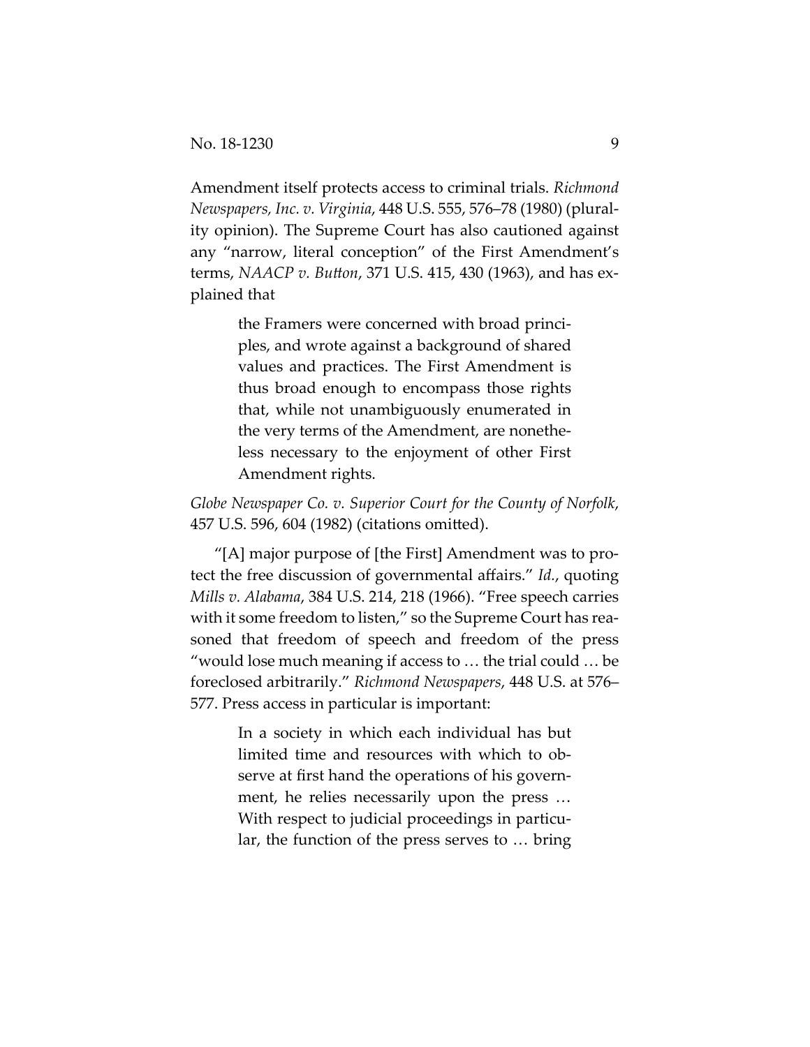Amendment itself protects access to criminal trials. *Richmond Newspapers, Inc. v. Virginia*, 448 U.S. 555, 576–78 (1980) (plurality opinion). The Supreme Court has also cautioned against any "narrow, literal conception" of the First Amendment's terms, *NAACP v. Button*, 371 U.S. 415, 430 (1963), and has explained that

> the Framers were concerned with broad principles, and wrote against a background of shared values and practices. The First Amendment is thus broad enough to encompass those rights that, while not unambiguously enumerated in the very terms of the Amendment, are nonetheless necessary to the enjoyment of other First Amendment rights.

*Globe Newspaper Co. v. Superior Court for the County of Norfolk*, 457 U.S. 596, 604 (1982) (citations omitted).

"[A] major purpose of [the First] Amendment was to protect the free discussion of governmental affairs." *Id.*, quoting *Mills v. Alabama*, 384 U.S. 214, 218 (1966). "Free speech carries with it some freedom to listen," so the Supreme Court has reasoned that freedom of speech and freedom of the press "would lose much meaning if access to … the trial could … be foreclosed arbitrarily." *Richmond Newspapers*, 448 U.S. at 576–577. Press access in particular is important:

> In a society in which each individual has but limited time and resources with which to observe at first hand the operations of his government, he relies necessarily upon the press … With respect to judicial proceedings in particular, the function of the press serves to … bring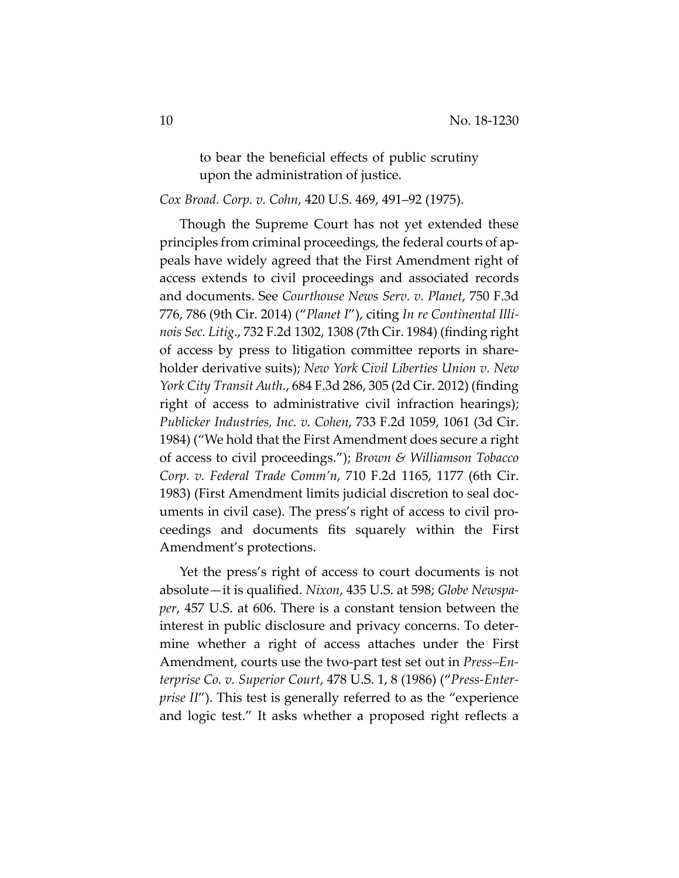> to bear the beneficial effects of public scrutiny upon the administration of justice.

*Cox Broad. Corp. v. Cohn*, 420 U.S. 469, 491–92 (1975).

Though the Supreme Court has not yet extended these principles from criminal proceedings, the federal courts of appeals have widely agreed that the First Amendment right of access extends to civil proceedings and associated records and documents. See *Courthouse News Serv. v. Planet*, 750 F.3d 776, 786 (9th Cir. 2014) ("*Planet I*"), citing *In re Continental Illinois Sec. Litig.*, 732 F.2d 1302, 1308 (7th Cir. 1984) (finding right of access by press to litigation committee reports in shareholder derivative suits); *New York Civil Liberties Union v. New York City Transit Auth.*, 684 F.3d 286, 305 (2d Cir. 2012) (finding right of access to administrative civil infraction hearings); *Publicker Industries, Inc. v. Cohen*, 733 F.2d 1059, 1061 (3d Cir. 1984) ("We hold that the First Amendment does secure a right of access to civil proceedings."); *Brown & Williamson Tobacco Corp. v. Federal Trade Comm'n*, 710 F.2d 1165, 1177 (6th Cir. 1983) (First Amendment limits judicial discretion to seal documents in civil case). The press's right of access to civil proceedings and documents fits squarely within the First Amendment's protections.

Yet the press's right of access to court documents is not absolute—it is qualified. *Nixon*, 435 U.S. at 598; *Globe Newspaper*, 457 U.S. at 606. There is a constant tension between the interest in public disclosure and privacy concerns. To determine whether a right of access attaches under the First Amendment, courts use the two-part test set out in *Press–Enterprise Co. v. Superior Court*, 478 U.S. 1, 8 (1986) ("*Press-Enterprise II*"). This test is generally referred to as the "experience and logic test." It asks whether a proposed right reflects a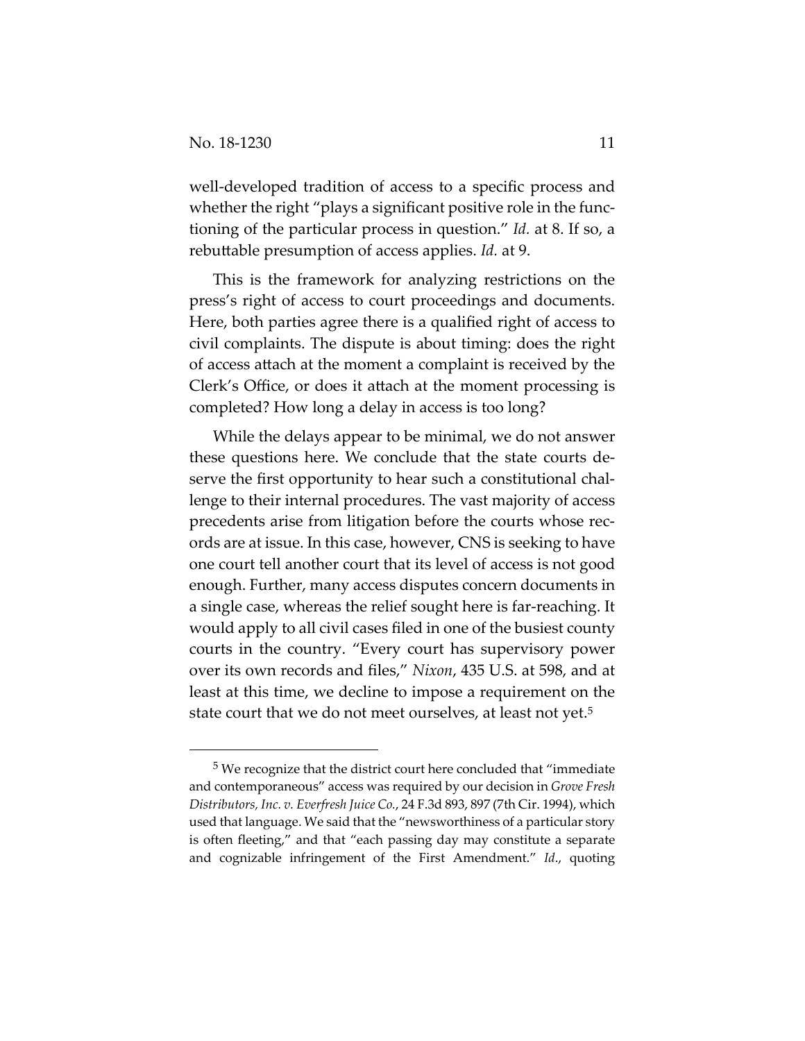well-developed tradition of access to a specific process and whether the right "plays a significant positive role in the functioning of the particular process in question." *Id.* at 8. If so, a rebuttable presumption of access applies. *Id.* at 9.

This is the framework for analyzing restrictions on the press's right of access to court proceedings and documents. Here, both parties agree there is a qualified right of access to civil complaints. The dispute is about timing: does the right of access attach at the moment a complaint is received by the Clerk's Office, or does it attach at the moment processing is completed? How long a delay in access is too long?

While the delays appear to be minimal, we do not answer these questions here. We conclude that the state courts deserve the first opportunity to hear such a constitutional challenge to their internal procedures. The vast majority of access precedents arise from litigation before the courts whose records are at issue. In this case, however, CNS is seeking to have one court tell another court that its level of access is not good enough. Further, many access disputes concern documents in a single case, whereas the relief sought here is far-reaching. It would apply to all civil cases filed in one of the busiest county courts in the country. "Every court has supervisory power over its own records and files," *Nixon*, 435 U.S. at 598, and at least at this time, we decline to impose a requirement on the state court that we do not meet ourselves, at least not yet.[5]

---

[5] We recognize that the district court here concluded that "immediate and contemporaneous" access was required by our decision in *Grove Fresh Distributors, Inc. v. Everfresh Juice Co.*, 24 F.3d 893, 897 (7th Cir. 1994), which used that language. We said that the "newsworthiness of a particular story is often fleeting," and that "each passing day may constitute a separate and cognizable infringement of the First Amendment." *Id.*, quoting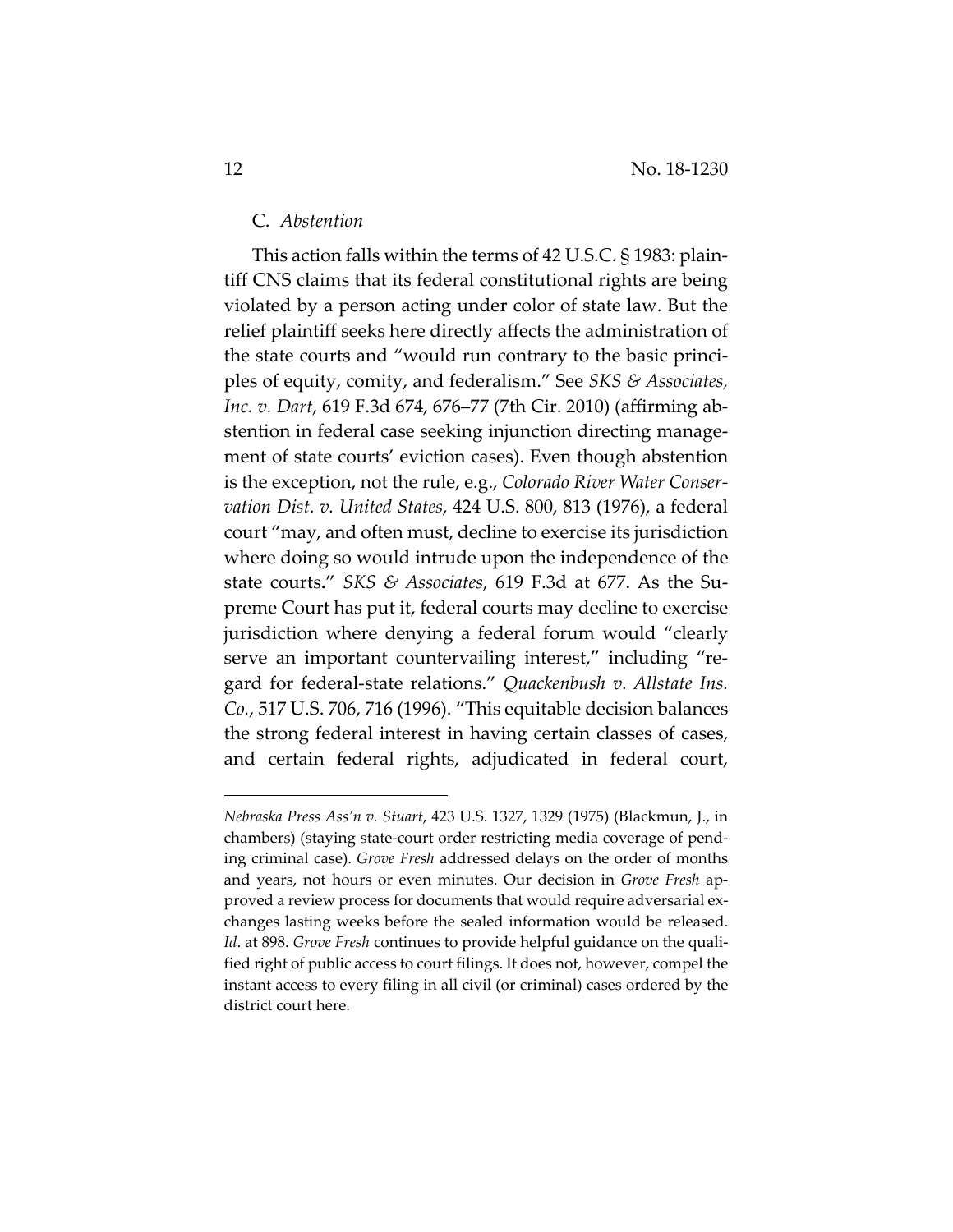### C. *Abstention*

This action falls within the terms of 42 U.S.C. § 1983: plaintiff CNS claims that its federal constitutional rights are being violated by a person acting under color of state law. But the relief plaintiff seeks here directly affects the administration of the state courts and "would run contrary to the basic principles of equity, comity, and federalism." See *SKS & Associates, Inc. v. Dart*, 619 F.3d 674, 676–77 (7th Cir. 2010) (affirming abstention in federal case seeking injunction directing management of state courts' eviction cases). Even though abstention is the exception, not the rule, e.g., *Colorado River Water Conservation Dist. v. United States*, 424 U.S. 800, 813 (1976), a federal court "may, and often must, decline to exercise its jurisdiction where doing so would intrude upon the independence of the state courts**.**" *SKS & Associates*, 619 F.3d at 677. As the Supreme Court has put it, federal courts may decline to exercise jurisdiction where denying a federal forum would "clearly serve an important countervailing interest," including "regard for federal-state relations." *Quackenbush v. Allstate Ins. Co.*, 517 U.S. 706, 716 (1996). "This equitable decision balances the strong federal interest in having certain classes of cases, and certain federal rights, adjudicated in federal court,

---

*Nebraska Press Ass'n v. Stuart*, 423 U.S. 1327, 1329 (1975) (Blackmun, J., in chambers) (staying state-court order restricting media coverage of pending criminal case). *Grove Fresh* addressed delays on the order of months and years, not hours or even minutes. Our decision in *Grove Fresh* approved a review process for documents that would require adversarial exchanges lasting weeks before the sealed information would be released. *Id*. at 898. *Grove Fresh* continues to provide helpful guidance on the qualified right of public access to court filings. It does not, however, compel the instant access to every filing in all civil (or criminal) cases ordered by the district court here.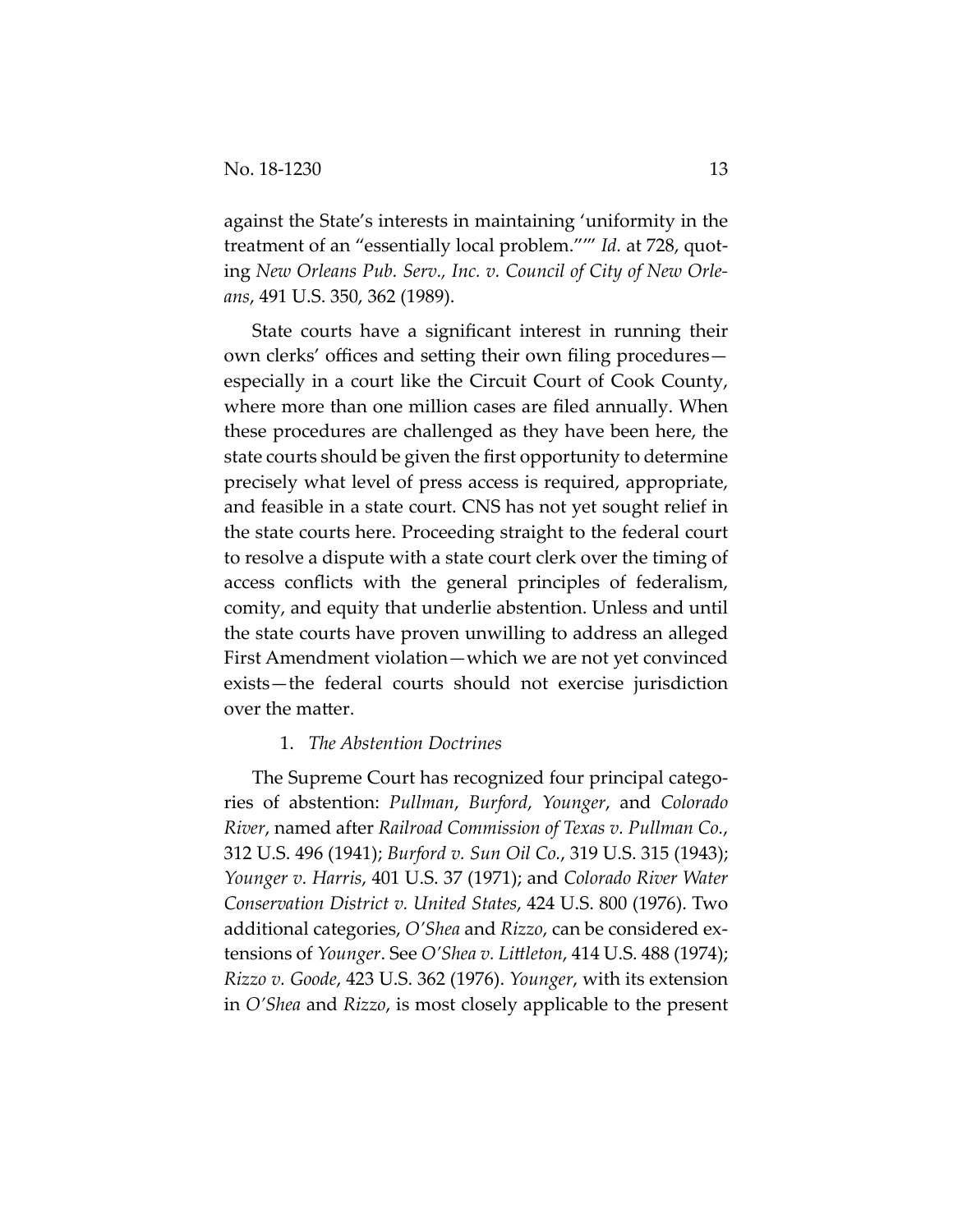against the State's interests in maintaining 'uniformity in the treatment of an "essentially local problem."'" *Id.* at 728, quoting *New Orleans Pub. Serv., Inc. v. Council of City of New Orleans*, 491 U.S. 350, 362 (1989).

State courts have a significant interest in running their own clerks' offices and setting their own filing procedures—especially in a court like the Circuit Court of Cook County, where more than one million cases are filed annually. When these procedures are challenged as they have been here, the state courts should be given the first opportunity to determine precisely what level of press access is required, appropriate, and feasible in a state court. CNS has not yet sought relief in the state courts here. Proceeding straight to the federal court to resolve a dispute with a state court clerk over the timing of access conflicts with the general principles of federalism, comity, and equity that underlie abstention. Unless and until the state courts have proven unwilling to address an alleged First Amendment violation—which we are not yet convinced exists—the federal courts should not exercise jurisdiction over the matter.

1. *The Abstention Doctrines*

The Supreme Court has recognized four principal categories of abstention: *Pullman*, *Burford*, *Younger*, and *Colorado River*, named after *Railroad Commission of Texas v. Pullman Co.*, 312 U.S. 496 (1941); *Burford v. Sun Oil Co.*, 319 U.S. 315 (1943); *Younger v. Harris*, 401 U.S. 37 (1971); and *Colorado River Water Conservation District v. United States*, 424 U.S. 800 (1976). Two additional categories, *O'Shea* and *Rizzo*, can be considered extensions of *Younger*. See *O'Shea v. Littleton*, 414 U.S. 488 (1974); *Rizzo v. Goode*, 423 U.S. 362 (1976). *Younger*, with its extension in *O'Shea* and *Rizzo*, is most closely applicable to the present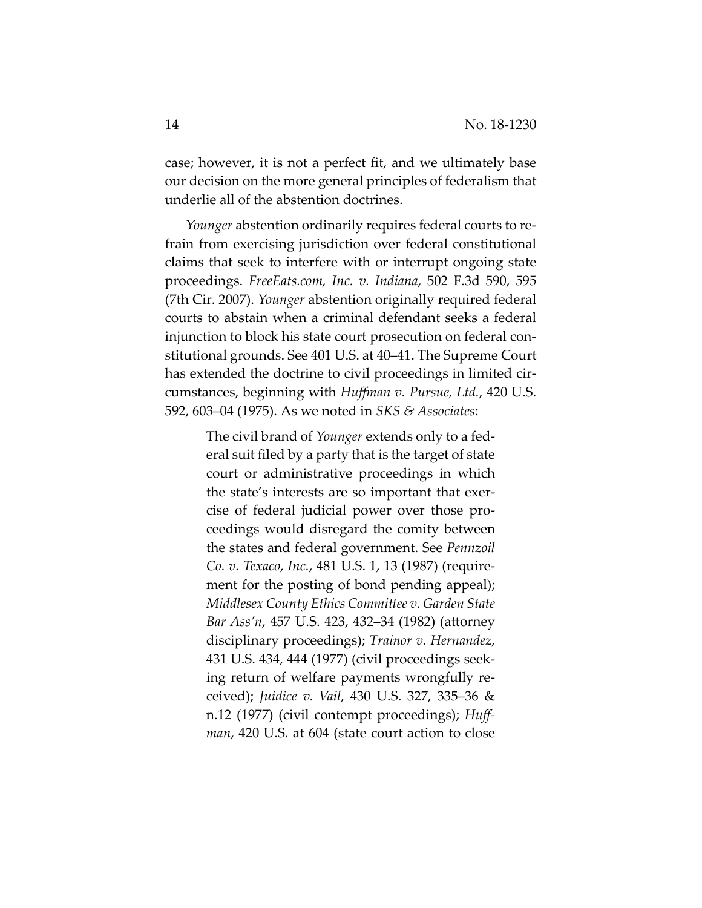case; however, it is not a perfect fit, and we ultimately base our decision on the more general principles of federalism that underlie all of the abstention doctrines.

*Younger* abstention ordinarily requires federal courts to refrain from exercising jurisdiction over federal constitutional claims that seek to interfere with or interrupt ongoing state proceedings. *FreeEats.com, Inc. v. Indiana*, 502 F.3d 590, 595 (7th Cir. 2007). *Younger* abstention originally required federal courts to abstain when a criminal defendant seeks a federal injunction to block his state court prosecution on federal constitutional grounds. See 401 U.S. at 40–41. The Supreme Court has extended the doctrine to civil proceedings in limited circumstances, beginning with *Huffman v. Pursue, Ltd.*, 420 U.S. 592, 603–04 (1975). As we noted in *SKS & Associates*:

> The civil brand of *Younger* extends only to a federal suit filed by a party that is the target of state court or administrative proceedings in which the state's interests are so important that exercise of federal judicial power over those proceedings would disregard the comity between the states and federal government. See *Pennzoil Co. v. Texaco, Inc.*, 481 U.S. 1, 13 (1987) (requirement for the posting of bond pending appeal); *Middlesex County Ethics Committee v. Garden State Bar Ass'n*, 457 U.S. 423, 432–34 (1982) (attorney disciplinary proceedings); *Trainor v. Hernandez*, 431 U.S. 434, 444 (1977) (civil proceedings seeking return of welfare payments wrongfully received); *Juidice v. Vail*, 430 U.S. 327, 335–36 & n.12 (1977) (civil contempt proceedings); *Huffman*, 420 U.S. at 604 (state court action to close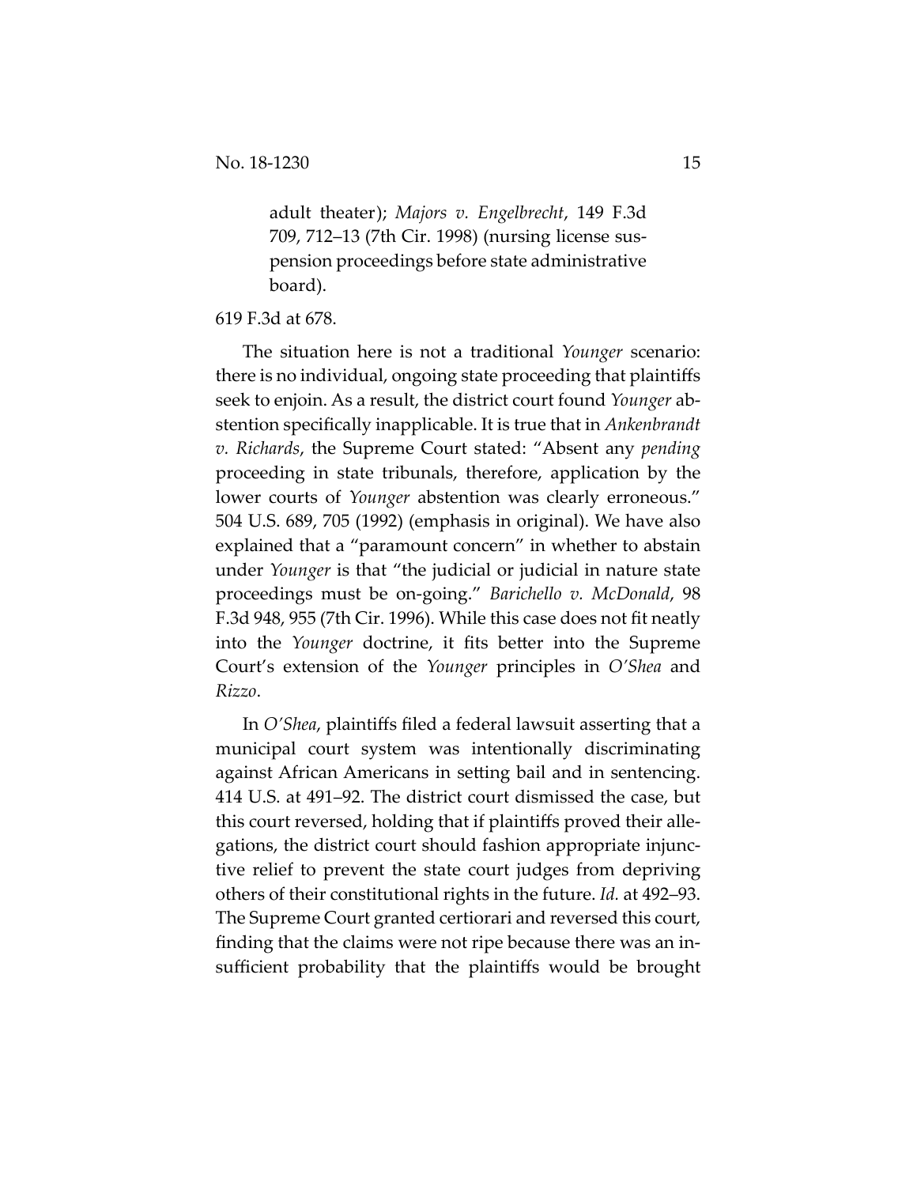> adult theater); *Majors v. Engelbrecht*, 149 F.3d 709, 712–13 (7th Cir. 1998) (nursing license suspension proceedings before state administrative board).

619 F.3d at 678.

The situation here is not a traditional *Younger* scenario: there is no individual, ongoing state proceeding that plaintiffs seek to enjoin. As a result, the district court found *Younger* abstention specifically inapplicable. It is true that in *Ankenbrandt v. Richards*, the Supreme Court stated: "Absent any *pending* proceeding in state tribunals, therefore, application by the lower courts of *Younger* abstention was clearly erroneous." 504 U.S. 689, 705 (1992) (emphasis in original). We have also explained that a "paramount concern" in whether to abstain under *Younger* is that "the judicial or judicial in nature state proceedings must be on-going." *Barichello v. McDonald*, 98 F.3d 948, 955 (7th Cir. 1996). While this case does not fit neatly into the *Younger* doctrine, it fits better into the Supreme Court's extension of the *Younger* principles in *O'Shea* and *Rizzo*.

In *O'Shea*, plaintiffs filed a federal lawsuit asserting that a municipal court system was intentionally discriminating against African Americans in setting bail and in sentencing. 414 U.S. at 491–92. The district court dismissed the case, but this court reversed, holding that if plaintiffs proved their allegations, the district court should fashion appropriate injunctive relief to prevent the state court judges from depriving others of their constitutional rights in the future. *Id.* at 492–93. The Supreme Court granted certiorari and reversed this court, finding that the claims were not ripe because there was an insufficient probability that the plaintiffs would be brought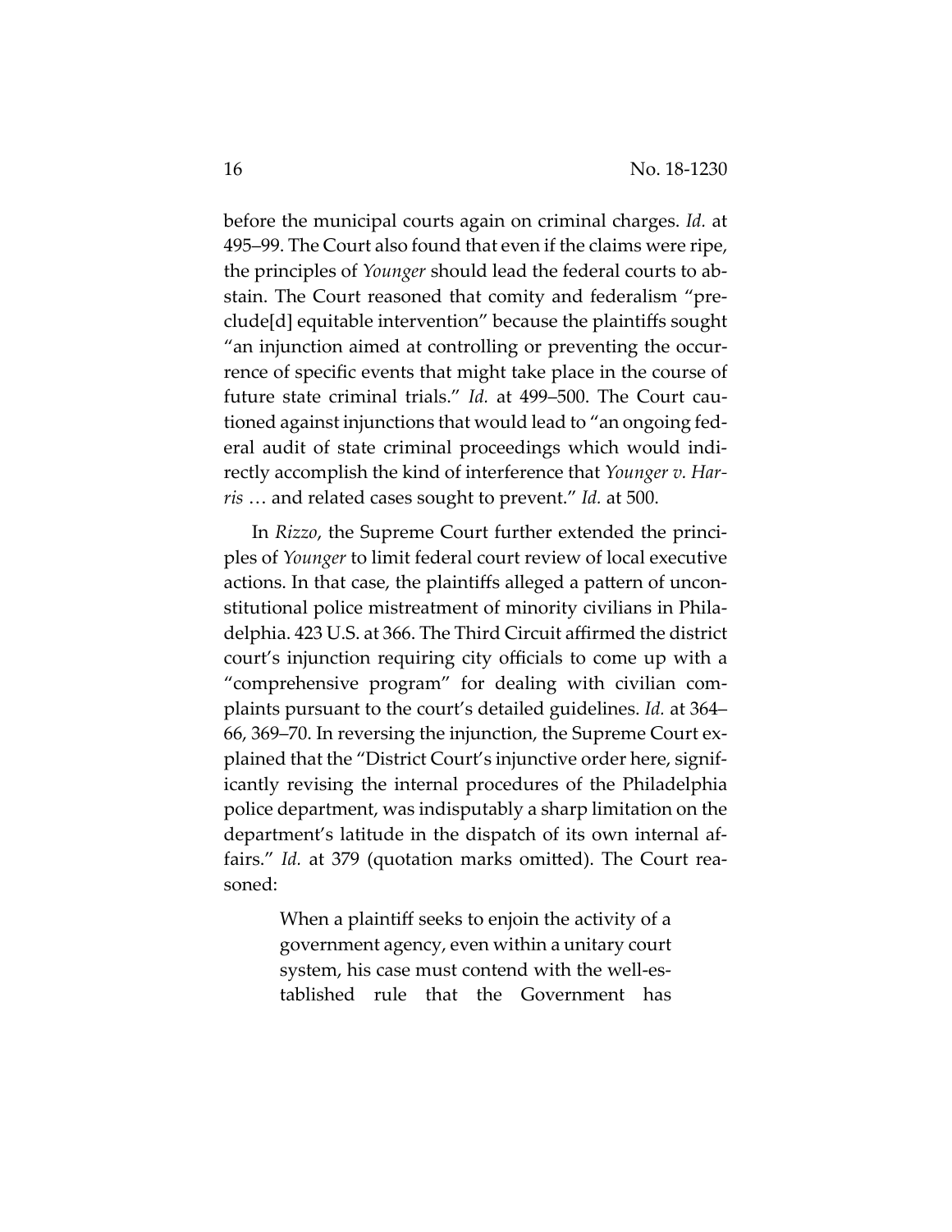before the municipal courts again on criminal charges. *Id.* at 495–99. The Court also found that even if the claims were ripe, the principles of *Younger* should lead the federal courts to abstain. The Court reasoned that comity and federalism "preclude[d] equitable intervention" because the plaintiffs sought "an injunction aimed at controlling or preventing the occurrence of specific events that might take place in the course of future state criminal trials." *Id.* at 499–500. The Court cautioned against injunctions that would lead to "an ongoing federal audit of state criminal proceedings which would indirectly accomplish the kind of interference that *Younger v. Harris* … and related cases sought to prevent." *Id.* at 500.

In *Rizzo*, the Supreme Court further extended the principles of *Younger* to limit federal court review of local executive actions. In that case, the plaintiffs alleged a pattern of unconstitutional police mistreatment of minority civilians in Philadelphia. 423 U.S. at 366. The Third Circuit affirmed the district court's injunction requiring city officials to come up with a "comprehensive program" for dealing with civilian complaints pursuant to the court's detailed guidelines. *Id.* at 364–66, 369–70. In reversing the injunction, the Supreme Court explained that the "District Court's injunctive order here, significantly revising the internal procedures of the Philadelphia police department, was indisputably a sharp limitation on the department's latitude in the dispatch of its own internal affairs." *Id.* at 379 (quotation marks omitted). The Court reasoned:

> When a plaintiff seeks to enjoin the activity of a government agency, even within a unitary court system, his case must contend with the well-established rule that the Government has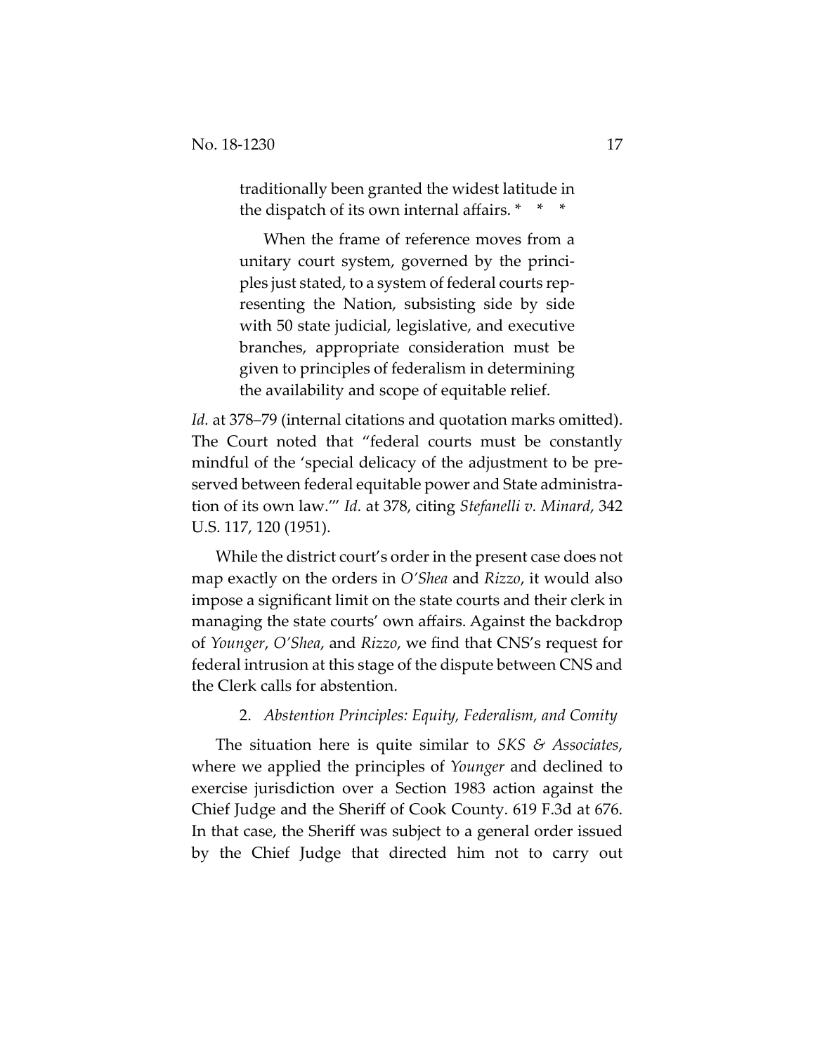> traditionally been granted the widest latitude in the dispatch of its own internal affairs. * * *
>
> When the frame of reference moves from a unitary court system, governed by the principles just stated, to a system of federal courts representing the Nation, subsisting side by side with 50 state judicial, legislative, and executive branches, appropriate consideration must be given to principles of federalism in determining the availability and scope of equitable relief.

*Id.* at 378–79 (internal citations and quotation marks omitted). The Court noted that "federal courts must be constantly mindful of the 'special delicacy of the adjustment to be preserved between federal equitable power and State administration of its own law.'" *Id.* at 378, citing *Stefanelli v. Minard*, 342 U.S. 117, 120 (1951).

While the district court's order in the present case does not map exactly on the orders in *O'Shea* and *Rizzo*, it would also impose a significant limit on the state courts and their clerk in managing the state courts' own affairs. Against the backdrop of *Younger*, *O'Shea*, and *Rizzo*, we find that CNS's request for federal intrusion at this stage of the dispute between CNS and the Clerk calls for abstention.

### 2. *Abstention Principles: Equity, Federalism, and Comity*

The situation here is quite similar to *SKS & Associates*, where we applied the principles of *Younger* and declined to exercise jurisdiction over a Section 1983 action against the Chief Judge and the Sheriff of Cook County. 619 F.3d at 676. In that case, the Sheriff was subject to a general order issued by the Chief Judge that directed him not to carry out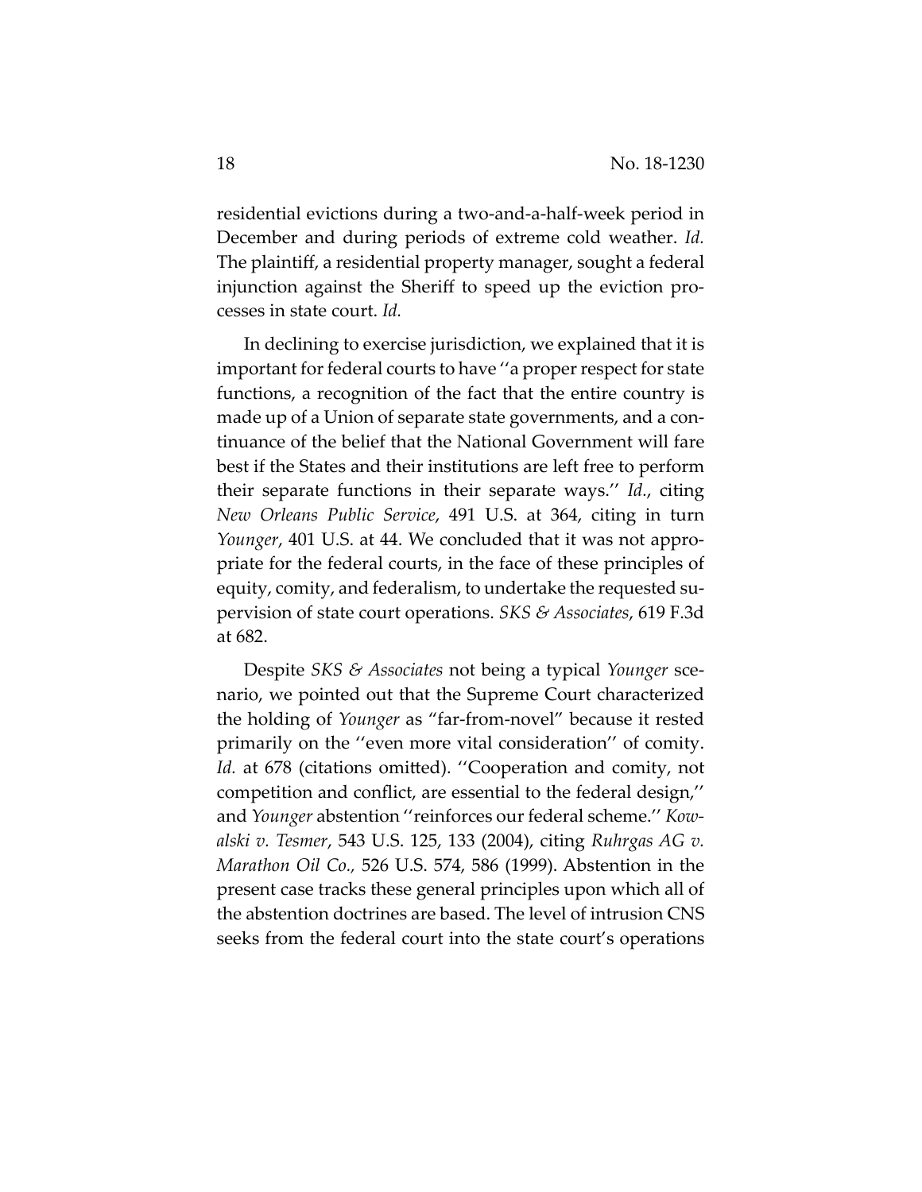residential evictions during a two-and-a-half-week period in December and during periods of extreme cold weather. *Id.* The plaintiff, a residential property manager, sought a federal injunction against the Sheriff to speed up the eviction processes in state court. *Id.*

In declining to exercise jurisdiction, we explained that it is important for federal courts to have ''a proper respect for state functions, a recognition of the fact that the entire country is made up of a Union of separate state governments, and a continuance of the belief that the National Government will fare best if the States and their institutions are left free to perform their separate functions in their separate ways.'' *Id.*, citing *New Orleans Public Service*, 491 U.S. at 364, citing in turn *Younger*, 401 U.S. at 44. We concluded that it was not appropriate for the federal courts, in the face of these principles of equity, comity, and federalism, to undertake the requested supervision of state court operations. *SKS & Associates*, 619 F.3d at 682.

Despite *SKS & Associates* not being a typical *Younger* scenario, we pointed out that the Supreme Court characterized the holding of *Younger* as "far-from-novel" because it rested primarily on the ''even more vital consideration'' of comity. *Id.* at 678 (citations omitted). ''Cooperation and comity, not competition and conflict, are essential to the federal design,'' and *Younger* abstention ''reinforces our federal scheme.'' *Kowalski v. Tesmer*, 543 U.S. 125, 133 (2004), citing *Ruhrgas AG v. Marathon Oil Co.*, 526 U.S. 574, 586 (1999). Abstention in the present case tracks these general principles upon which all of the abstention doctrines are based. The level of intrusion CNS seeks from the federal court into the state court's operations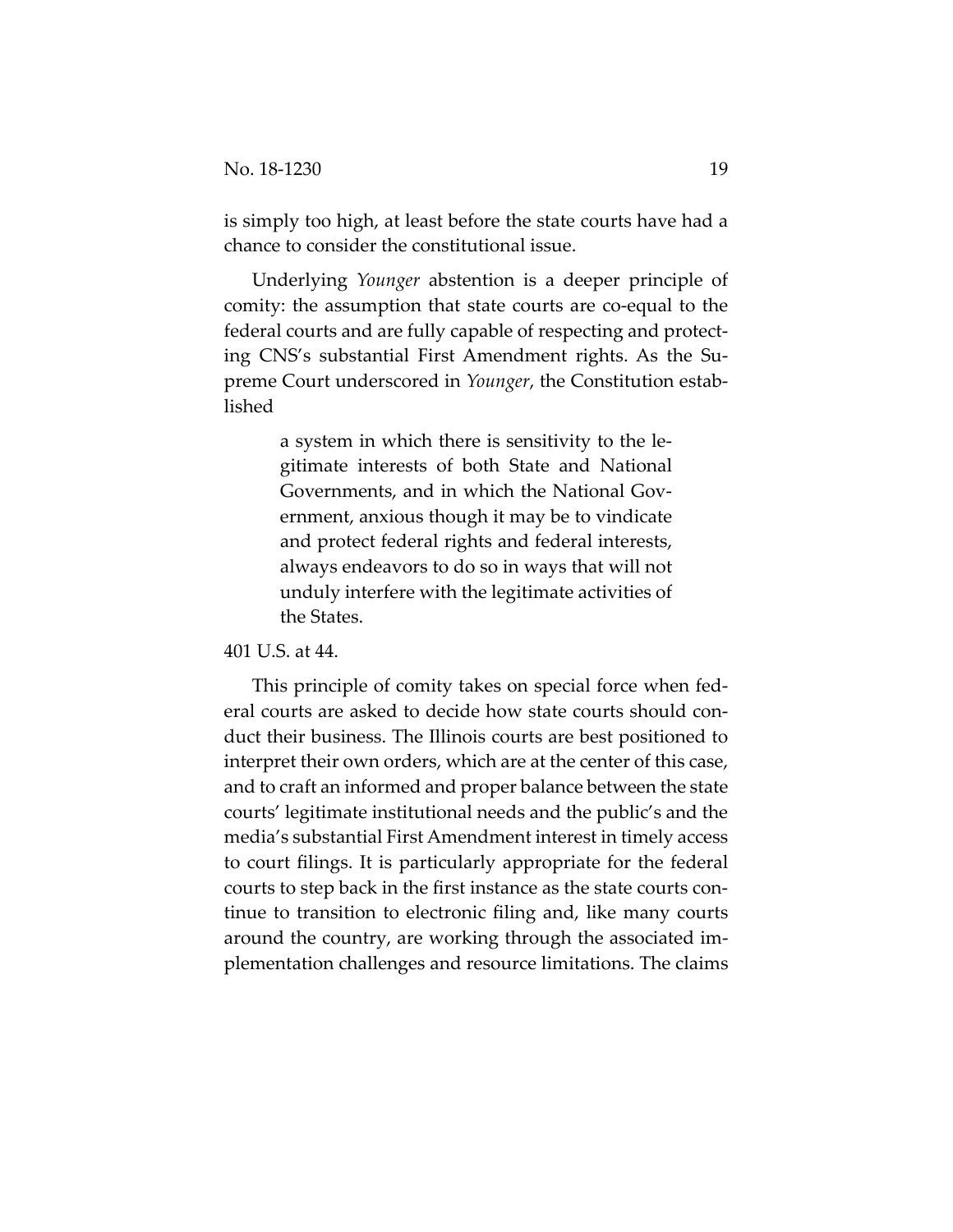is simply too high, at least before the state courts have had a chance to consider the constitutional issue.

Underlying *Younger* abstention is a deeper principle of comity: the assumption that state courts are co-equal to the federal courts and are fully capable of respecting and protecting CNS's substantial First Amendment rights. As the Supreme Court underscored in *Younger*, the Constitution established

> a system in which there is sensitivity to the legitimate interests of both State and National Governments, and in which the National Government, anxious though it may be to vindicate and protect federal rights and federal interests, always endeavors to do so in ways that will not unduly interfere with the legitimate activities of the States.

401 U.S. at 44.

This principle of comity takes on special force when federal courts are asked to decide how state courts should conduct their business. The Illinois courts are best positioned to interpret their own orders, which are at the center of this case, and to craft an informed and proper balance between the state courts' legitimate institutional needs and the public's and the media's substantial First Amendment interest in timely access to court filings. It is particularly appropriate for the federal courts to step back in the first instance as the state courts continue to transition to electronic filing and, like many courts around the country, are working through the associated implementation challenges and resource limitations. The claims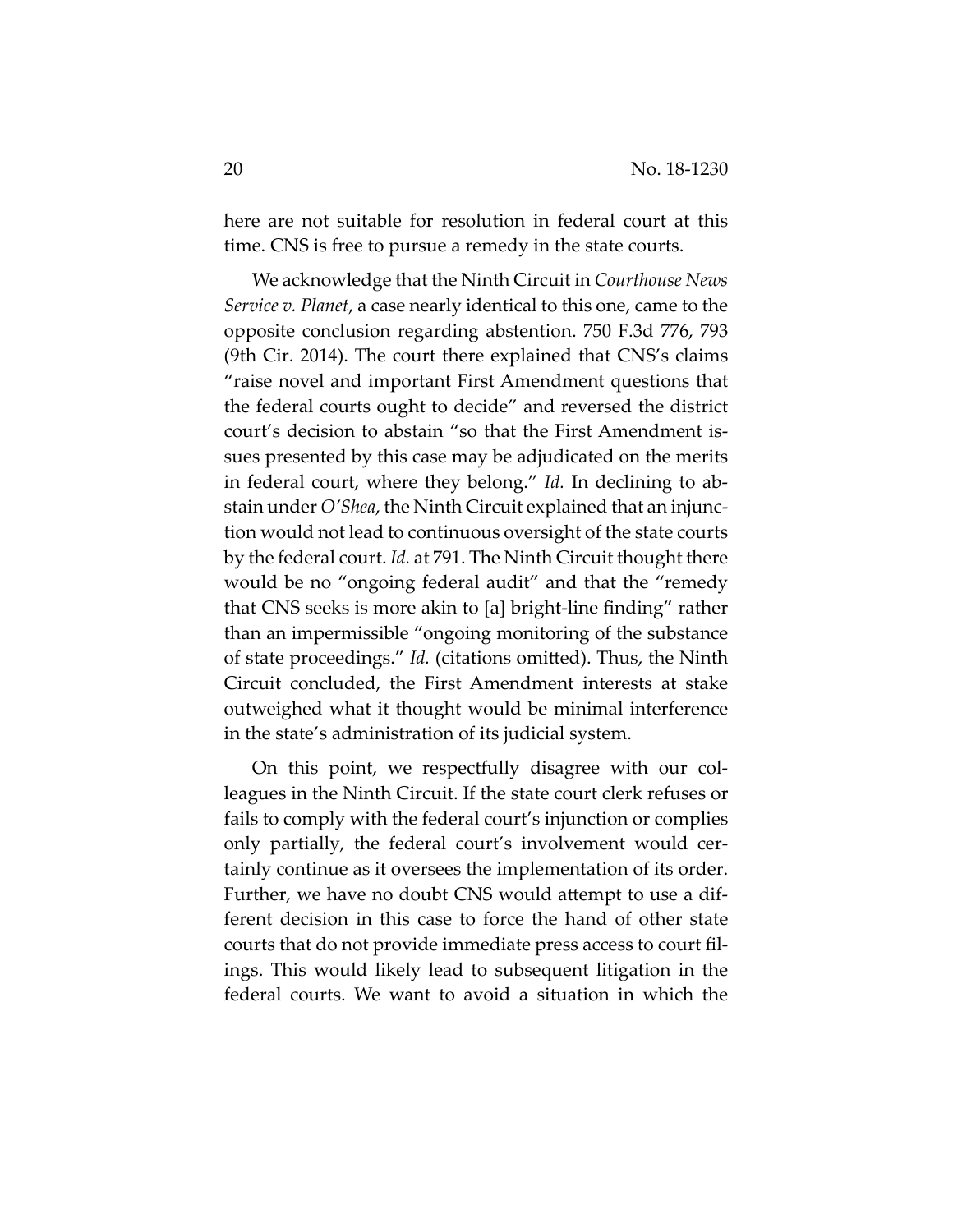here are not suitable for resolution in federal court at this time. CNS is free to pursue a remedy in the state courts.

We acknowledge that the Ninth Circuit in *Courthouse News Service v. Planet*, a case nearly identical to this one, came to the opposite conclusion regarding abstention. 750 F.3d 776, 793 (9th Cir. 2014). The court there explained that CNS's claims "raise novel and important First Amendment questions that the federal courts ought to decide" and reversed the district court's decision to abstain "so that the First Amendment issues presented by this case may be adjudicated on the merits in federal court, where they belong." *Id.* In declining to abstain under *O'Shea*, the Ninth Circuit explained that an injunction would not lead to continuous oversight of the state courts by the federal court. *Id.* at 791. The Ninth Circuit thought there would be no "ongoing federal audit" and that the "remedy that CNS seeks is more akin to [a] bright-line finding" rather than an impermissible "ongoing monitoring of the substance of state proceedings." *Id.* (citations omitted). Thus, the Ninth Circuit concluded, the First Amendment interests at stake outweighed what it thought would be minimal interference in the state's administration of its judicial system.

On this point, we respectfully disagree with our colleagues in the Ninth Circuit. If the state court clerk refuses or fails to comply with the federal court's injunction or complies only partially, the federal court's involvement would certainly continue as it oversees the implementation of its order. Further, we have no doubt CNS would attempt to use a different decision in this case to force the hand of other state courts that do not provide immediate press access to court filings. This would likely lead to subsequent litigation in the federal courts. We want to avoid a situation in which the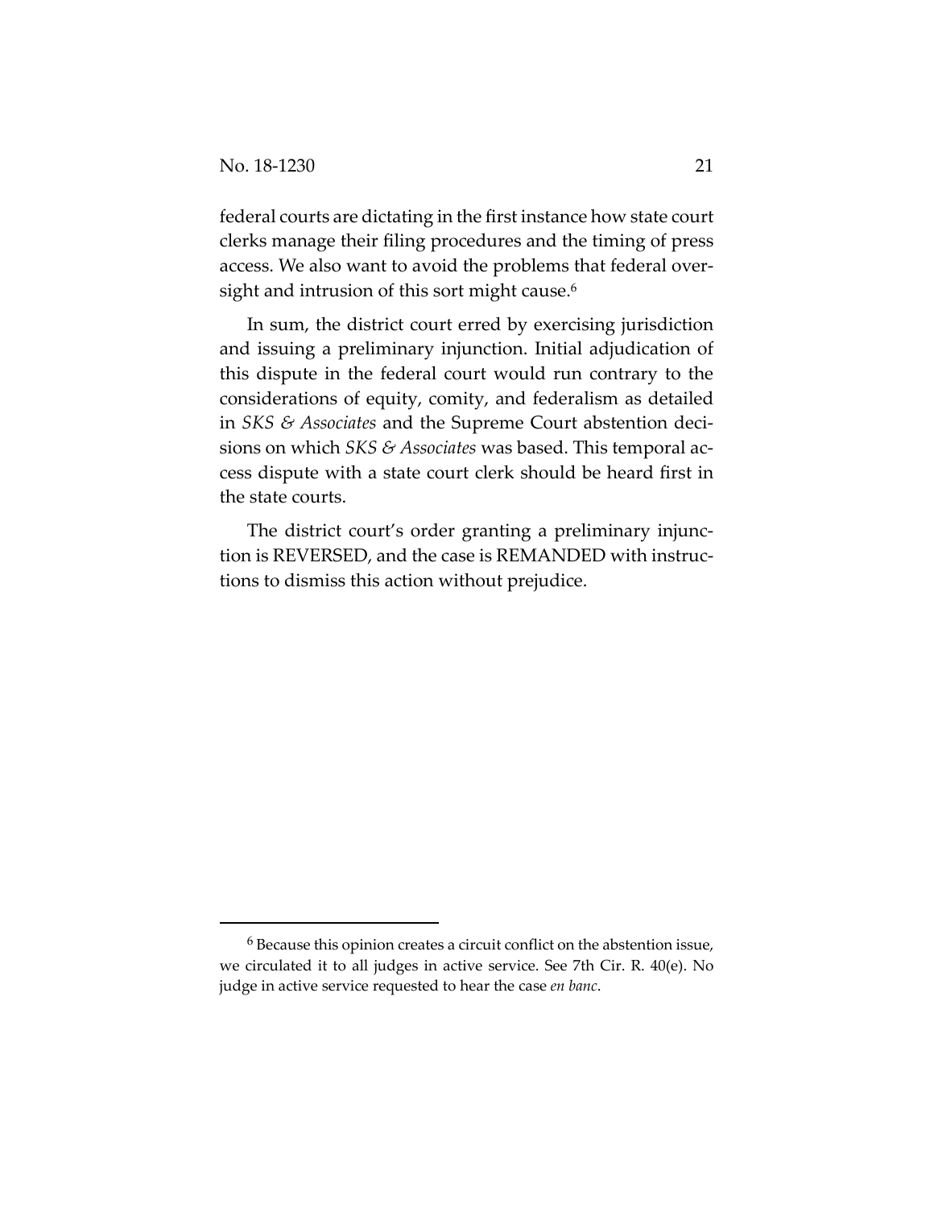federal courts are dictating in the first instance how state court clerks manage their filing procedures and the timing of press access. We also want to avoid the problems that federal oversight and intrusion of this sort might cause.[6]

In sum, the district court erred by exercising jurisdiction and issuing a preliminary injunction. Initial adjudication of this dispute in the federal court would run contrary to the considerations of equity, comity, and federalism as detailed in *SKS & Associates* and the Supreme Court abstention decisions on which *SKS & Associates* was based. This temporal access dispute with a state court clerk should be heard first in the state courts.

The district court's order granting a preliminary injunction is REVERSED, and the case is REMANDED with instructions to dismiss this action without prejudice.

---

[6] Because this opinion creates a circuit conflict on the abstention issue, we circulated it to all judges in active service. See 7th Cir. R. 40(e). No judge in active service requested to hear the case *en banc*.